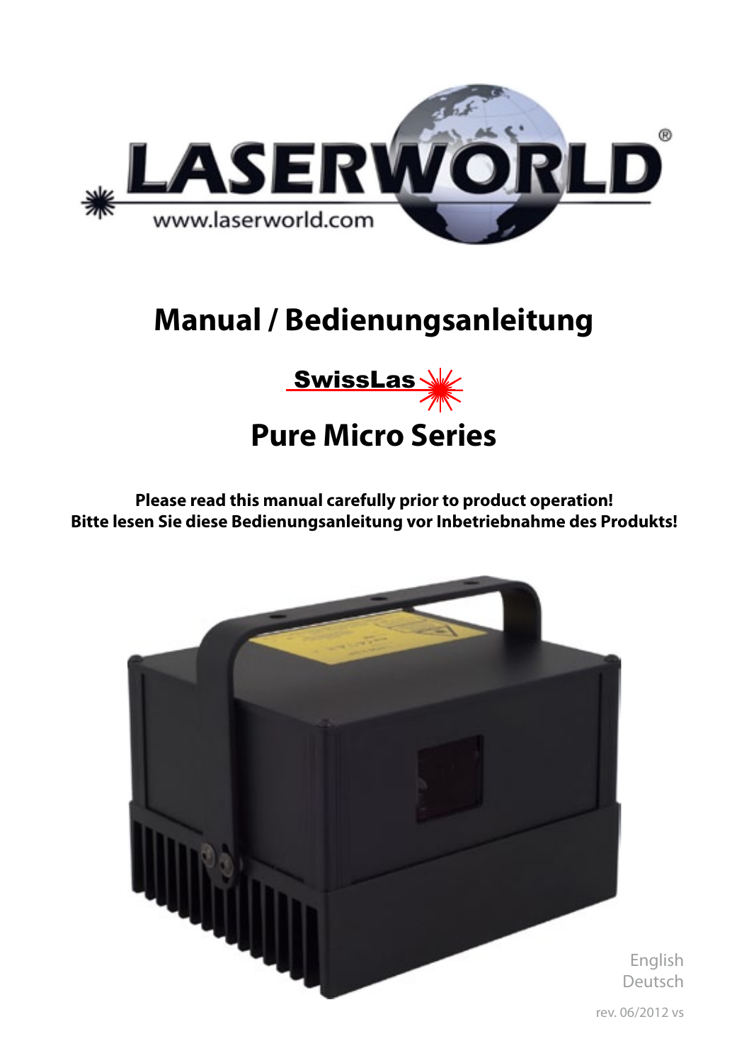LASERWORLD®

www.laserworld.com

# Manual / Bedienungsanleitung

SwissLas

# Pure Micro Series

**Please read this manual carefully prior to product operation!**
**Bitte lesen Sie diese Bedienungsanleitung vor Inbetriebnahme des Produkts!**

English
Deutsch

rev. 06/2012 vs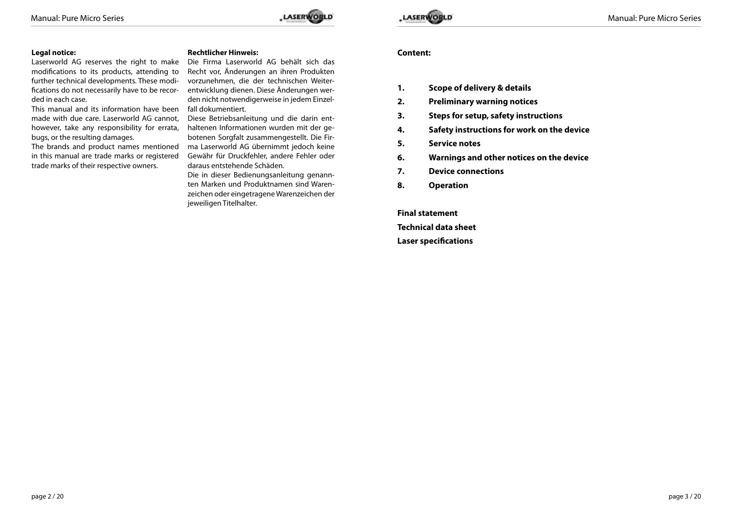**Legal notice:**

Laserworld AG reserves the right to make modifications to its products, attending to further technical developments. These modifications do not necessarily have to be recorded in each case.

This manual and its information have been made with due care. Laserworld AG cannot, however, take any responsibility for errata, bugs, or the resulting damages.

The brands and product names mentioned in this manual are trade marks or registered trade marks of their respective owners.

**Rechtlicher Hinweis:**

Die Firma Laserworld AG behält sich das Recht vor, Änderungen an ihren Produkten vorzunehmen, die der technischen Weiterentwicklung dienen. Diese Änderungen werden nicht notwendigerweise in jedem Einzelfall dokumentiert.

Diese Betriebsanleitung und die darin enthaltenen Informationen wurden mit der gebotenen Sorgfalt zusammengestellt. Die Firma Laserworld AG übernimmt jedoch keine Gewähr für Druckfehler, andere Fehler oder daraus entstehende Schäden.

Die in dieser Bedienungsanleitung genannten Marken und Produktnamen sind Warenzeichen oder eingetragene Warenzeichen der jeweiligen Titelhalter.

**Content:**

**1. Scope of delivery & details**

**2. Preliminary warning notices**

**3. Steps for setup, safety instructions**

**4. Safety instructions for work on the device**

**5. Service notes**

**6. Warnings and other notices on the device**

**7. Device connections**

**8. Operation**

**Final statement**

**Technical data sheet**

**Laser specifications**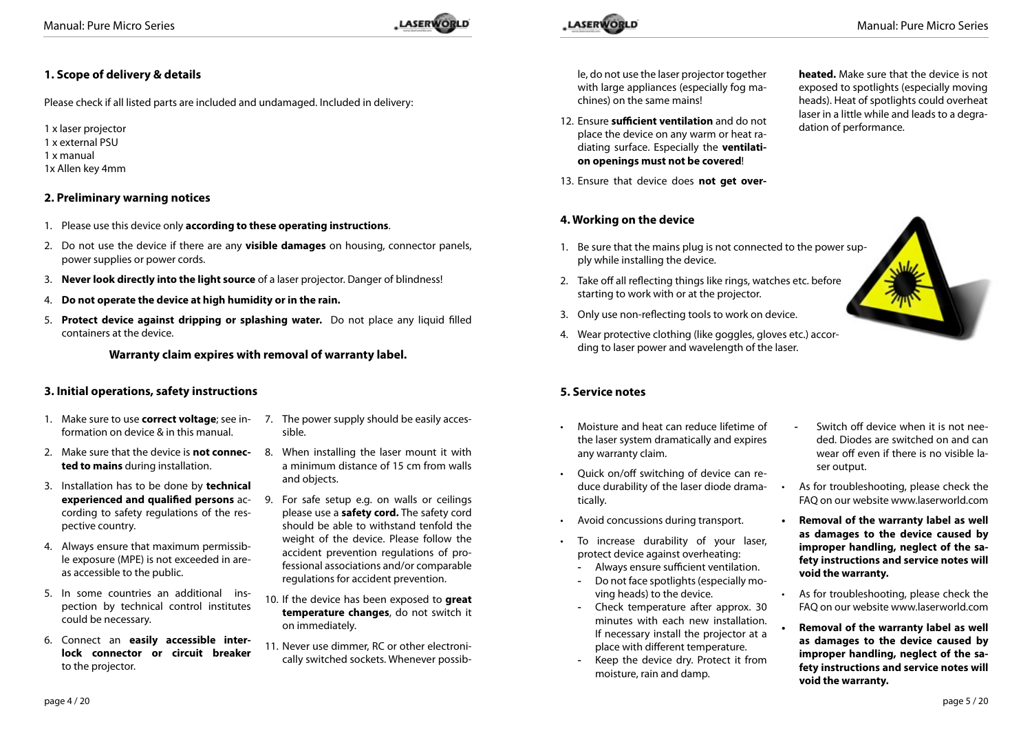## 1. Scope of delivery & details

Please check if all listed parts are included and undamaged. Included in delivery:

1 x laser projector
1 x external PSU
1 x manual
1x Allen key 4mm

## 2. Preliminary warning notices

1. Please use this device only **according to these operating instructions**.
2. Do not use the device if there are any **visible damages** on housing, connector panels, power supplies or power cords.
3. **Never look directly into the light source** of a laser projector. Danger of blindness!
4. **Do not operate the device at high humidity or in the rain.**
5. **Protect device against dripping or splashing water.** Do not place any liquid filled containers at the device.

**Warranty claim expires with removal of warranty label.**

## 3. Initial operations, safety instructions

1. Make sure to use **correct voltage**; see information on device & in this manual.
2. Make sure that the device is **not connected to mains** during installation.
3. Installation has to be done by **technical experienced and qualified persons** according to safety regulations of the respective country.
4. Always ensure that maximum permissible exposure (MPE) is not exceeded in areas accessible to the public.
5. In some countries an additional inspection by technical control institutes could be necessary.
6. Connect an **easily accessible interlock connector or circuit breaker** to the projector.
7. The power supply should be easily accessible.
8. When installing the laser mount it with a minimum distance of 15 cm from walls and objects.
9. For safe setup e.g. on walls or ceilings please use a **safety cord.** The safety cord should be able to withstand tenfold the weight of the device. Please follow the accident prevention regulations of professional associations and/or comparable regulations for accident prevention.
10. If the device has been exposed to **great temperature changes**, do not switch it on immediately.
11. Never use dimmer, RC or other electronically switched sockets. Whenever possible, do not use the laser projector together with large appliances (especially fog machines) on the same mains!
12. Ensure **sufficient ventilation** and do not place the device on any warm or heat radiating surface. Especially the **ventilation openings must not be covered**!
13. Ensure that device does **not get overheated.** Make sure that the device is not exposed to spotlights (especially moving heads). Heat of spotlights could overheat laser in a little while and leads to a degradation of performance.

## 4. Working on the device

1. Be sure that the mains plug is not connected to the power supply while installing the device.
2. Take off all reflecting things like rings, watches etc. before starting to work with or at the projector.
3. Only use non-reflecting tools to work on device.
4. Wear protective clothing (like goggles, gloves etc.) according to laser power and wavelength of the laser.

## 5. Service notes

- Moisture and heat can reduce lifetime of the laser system dramatically and expires any warranty claim.
- Quick on/off switching of device can reduce durability of the laser diode dramatically.
- Avoid concussions during transport.
- To increase durability of your laser, protect device against overheating:
  - Always ensure sufficient ventilation.
  - Do not face spotlights (especially moving heads) to the device.
  - Check temperature after approx. 30 minutes with each new installation. If necessary install the projector at a place with different temperature.
  - Keep the device dry. Protect it from moisture, rain and damp.
  - Switch off device when it is not needed. Diodes are switched on and can wear off even if there is no visible laser output.
- As for troubleshooting, please check the FAQ on our website www.laserworld.com
- **Removal of the warranty label as well as damages to the device caused by improper handling, neglect of the safety instructions and service notes will void the warranty.**
- As for troubleshooting, please check the FAQ on our website www.laserworld.com
- **Removal of the warranty label as well as damages to the device caused by improper handling, neglect of the safety instructions and service notes will void the warranty.**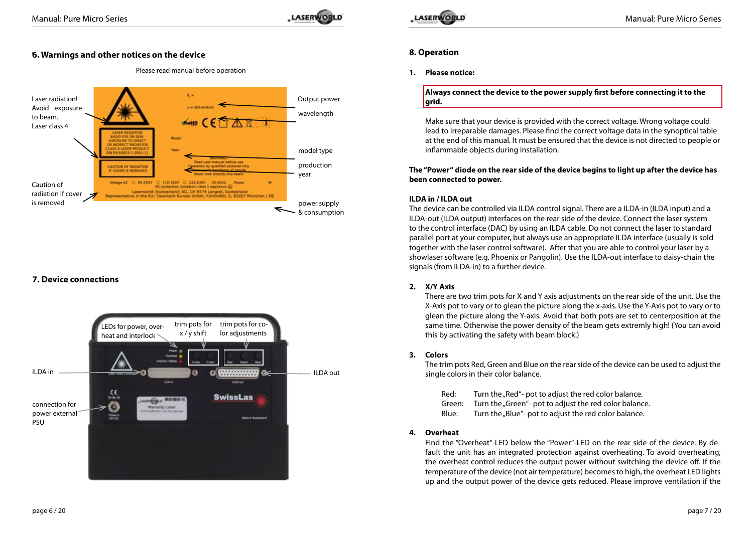## 6. Warnings and other notices on the device

Please read manual before operation

Laser radiation! Avoid exposure to beam. Laser class 4

Caution of radiation if cover is removed

Output power

wavelength

model type

production year

power supply & consumption

## 7. Device connections

LEDs for power, overheat and interlock

trim pots for x / y shift

trim pots for color adjustments

ILDA in

ILDA out

connection for power external PSU

## 8. Operation

1. **Please notice:**

**Always connect the device to the power supply first before connecting it to the grid.**

Make sure that your device is provided with the correct voltage. Wrong voltage could lead to irreparable damages. Please find the correct voltage data in the synoptical table at the end of this manual. It must be ensured that the device is not directed to people or inflammable objects during installation.

**The "Power" diode on the rear side of the device begins to light up after the device has been connected to power.**

**ILDA in / ILDA out**

The device can be controlled via ILDA control signal. There are a ILDA-in (ILDA input) and a ILDA-out (ILDA output) interfaces on the rear side of the device. Connect the laser system to the control interface (DAC) by using an ILDA cable. Do not connect the laser to standard parallel port at your computer, but always use an appropriate ILDA interface (usually is sold together with the laser control software). After that you are able to control your laser by a showlaser software (e.g. Phoenix or Pangolin). Use the ILDA-out interface to daisy-chain the signals (from ILDA-in) to a further device.

2. **X/Y Axis**

There are two trim pots for X and Y axis adjustments on the rear side of the unit. Use the X-Axis pot to vary or to glean the picture along the x-axis. Use the Y-Axis pot to vary or to glean the picture along the Y-axis. Avoid that both pots are set to centerposition at the same time. Otherwise the power density of the beam gets extremly high! (You can avoid this by activating the safety with beam block.)

3. **Colors**

The trim pots Red, Green and Blue on the rear side of the device can be used to adjust the single colors in their color balance.

Red: Turn the „Red"- pot to adjust the red color balance.
Green: Turn the „Green"- pot to adjust the red color balance.
Blue: Turn the „Blue"- pot to adjust the red color balance.

4. **Overheat**

Find the "Overheat"-LED below the "Power"-LED on the rear side of the device. By default the unit has an integrated protection against overheating. To avoid overheating, the overheat control reduces the output power without switching the device off. If the temperature of the device (not air temperature) becomes to high, the overheat LED lights up and the output power of the device gets reduced. Please improve ventilation if the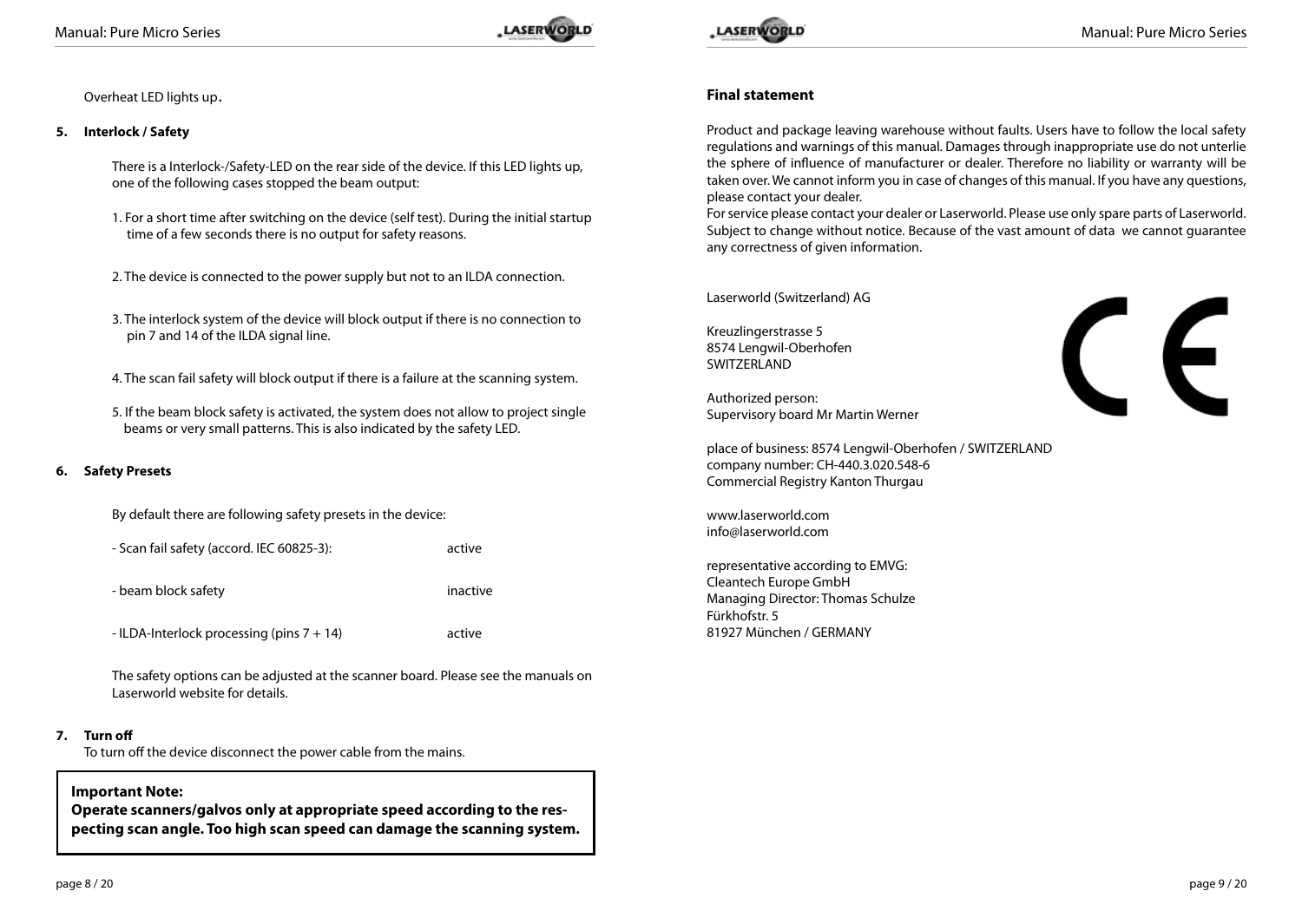Overheat LED lights up.

**5. Interlock / Safety**

There is a Interlock-/Safety-LED on the rear side of the device. If this LED lights up, one of the following cases stopped the beam output:

1. For a short time after switching on the device (self test). During the initial startup time of a few seconds there is no output for safety reasons.

2. The device is connected to the power supply but not to an ILDA connection.

3. The interlock system of the device will block output if there is no connection to pin 7 and 14 of the ILDA signal line.

4. The scan fail safety will block output if there is a failure at the scanning system.

5. If the beam block safety is activated, the system does not allow to project single beams or very small patterns. This is also indicated by the safety LED.

**6. Safety Presets**

By default there are following safety presets in the device:

| | |
|---|---|
| - Scan fail safety (accord. IEC 60825-3): | active |
| - beam block safety | inactive |
| - ILDA-Interlock processing (pins 7 + 14) | active |

The safety options can be adjusted at the scanner board. Please see the manuals on Laserworld website for details.

**7. Turn off**

To turn off the device disconnect the power cable from the mains.

> **Important Note:**
> **Operate scanners/galvos only at appropriate speed according to the respecting scan angle. Too high scan speed can damage the scanning system.**

**Final statement**

Product and package leaving warehouse without faults. Users have to follow the local safety regulations and warnings of this manual. Damages through inappropriate use do not unterlie the sphere of influence of manufacturer or dealer. Therefore no liability or warranty will be taken over. We cannot inform you in case of changes of this manual. If you have any questions, please contact your dealer.
For service please contact your dealer or Laserworld. Please use only spare parts of Laserworld. Subject to change without notice. Because of the vast amount of data we cannot guarantee any correctness of given information.

Laserworld (Switzerland) AG

Kreuzlingerstrasse 5
8574 Lengwil-Oberhofen
SWITZERLAND

Authorized person:
Supervisory board Mr Martin Werner

place of business: 8574 Lengwil-Oberhofen / SWITZERLAND
company number: CH-440.3.020.548-6
Commercial Registry Kanton Thurgau

www.laserworld.com
info@laserworld.com

representative according to EMVG:
Cleantech Europe GmbH
Managing Director: Thomas Schulze
Fürkhofstr. 5
81927 München / GERMANY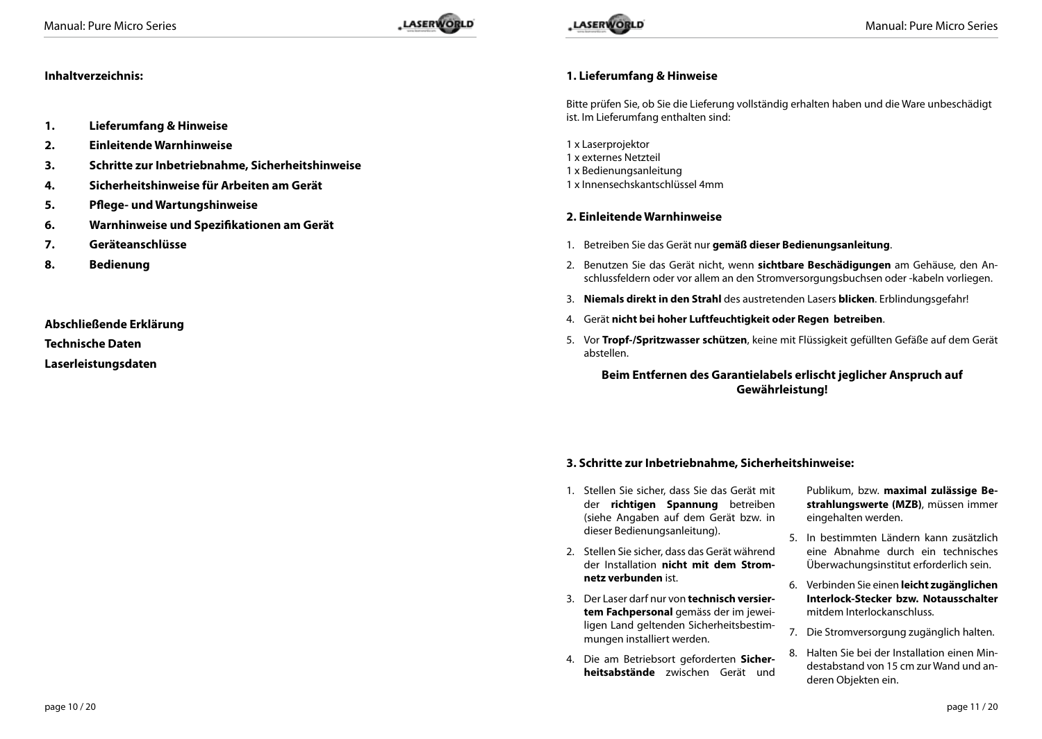**Inhaltverzeichnis:**

1. **Lieferumfang & Hinweise**
2. **Einleitende Warnhinweise**
3. **Schritte zur Inbetriebnahme, Sicherheitshinweise**
4. **Sicherheitshinweise für Arbeiten am Gerät**
5. **Pflege- und Wartungshinweise**
6. **Warnhinweise und Spezifikationen am Gerät**
7. **Geräteanschlüsse**
8. **Bedienung**

**Abschließende Erklärung**

**Technische Daten**

**Laserleistungsdaten**

## 1. Lieferumfang & Hinweise

Bitte prüfen Sie, ob Sie die Lieferung vollständig erhalten haben und die Ware unbeschädigt ist. Im Lieferumfang enthalten sind:

1 x Laserprojektor
1 x externes Netzteil
1 x Bedienungsanleitung
1 x Innensechskantschlüssel 4mm

## 2. Einleitende Warnhinweise

1. Betreiben Sie das Gerät nur **gemäß dieser Bedienungsanleitung**.
2. Benutzen Sie das Gerät nicht, wenn **sichtbare Beschädigungen** am Gehäuse, den Anschlussfeldern oder vor allem an den Stromversorgungsbuchsen oder -kabeln vorliegen.
3. **Niemals direkt in den Strahl** des austretenden Lasers **blicken**. Erblindungsgefahr!
4. Gerät **nicht bei hoher Luftfeuchtigkeit oder Regen betreiben**.
5. Vor **Tropf-/Spritzwasser schützen**, keine mit Flüssigkeit gefüllten Gefäße auf dem Gerät abstellen.

**Beim Entfernen des Garantielabels erlischt jeglicher Anspruch auf Gewährleistung!**

## 3. Schritte zur Inbetriebnahme, Sicherheitshinweise:

1. Stellen Sie sicher, dass Sie das Gerät mit der **richtigen Spannung** betreiben (siehe Angaben auf dem Gerät bzw. in dieser Bedienungsanleitung).
2. Stellen Sie sicher, dass das Gerät während der Installation **nicht mit dem Stromnetz verbunden** ist.
3. Der Laser darf nur von **technisch versiertem Fachpersonal** gemäss der im jeweiligen Land geltenden Sicherheitsbestimmungen installiert werden.
4. Die am Betriebsort geforderten **Sicherheitsabstände** zwischen Gerät und Publikum, bzw. **maximal zulässige Bestrahlungswerte (MZB)**, müssen immer eingehalten werden.
5. In bestimmten Ländern kann zusätzlich eine Abnahme durch ein technisches Überwachungsinstitut erforderlich sein.
6. Verbinden Sie einen **leicht zugänglichen Interlock-Stecker bzw. Notausschalter** mitdem Interlockanschluss.
7. Die Stromversorgung zugänglich halten.
8. Halten Sie bei der Installation einen Mindestabstand von 15 cm zur Wand und anderen Objekten ein.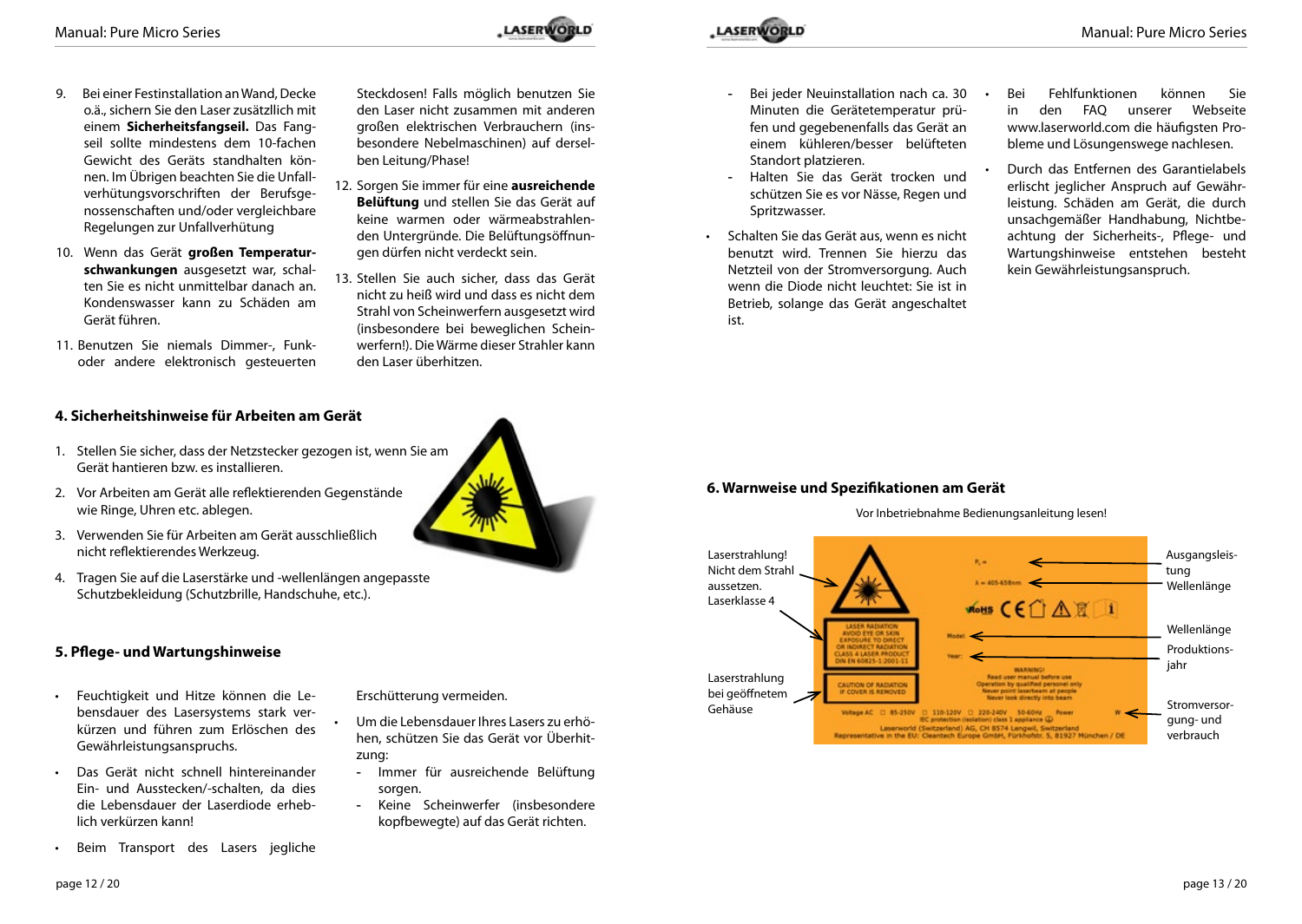9. Bei einer Festinstallation an Wand, Decke o.ä., sichern Sie den Laser zusätzlich mit einem **Sicherheitsfangseil.** Das Fangseil sollte mindestens dem 10-fachen Gewicht des Geräts standhalten können. Im Übrigen beachten Sie die Unfallverhütungsvorschriften der Berufsgenossenschaften und/oder vergleichbare Regelungen zur Unfallverhütung
10. Wenn das Gerät **großen Temperaturschwankungen** ausgesetzt war, schalten Sie es nicht unmittelbar danach an. Kondenswasser kann zu Schäden am Gerät führen.
11. Benutzen Sie niemals Dimmer-, Funk- oder andere elektronisch gesteuerten Steckdosen! Falls möglich benutzen Sie den Laser nicht zusammen mit anderen großen elektrischen Verbrauchern (insbesondere Nebelmaschinen) auf derselben Leitung/Phase!
12. Sorgen Sie immer für eine **ausreichende Belüftung** und stellen Sie das Gerät auf keine warmen oder wärmeabstrahlenden Untergründe. Die Belüftungsöffnungen dürfen nicht verdeckt sein.
13. Stellen Sie auch sicher, dass das Gerät nicht zu heiß wird und dass es nicht dem Strahl von Scheinwerfern ausgesetzt wird (insbesondere bei beweglichen Scheinwerfern!). Die Wärme dieser Strahler kann den Laser überhitzen.

## 4. Sicherheitshinweise für Arbeiten am Gerät

1. Stellen Sie sicher, dass der Netzstecker gezogen ist, wenn Sie am Gerät hantieren bzw. es installieren.
2. Vor Arbeiten am Gerät alle reflektierenden Gegenstände wie Ringe, Uhren etc. ablegen.
3. Verwenden Sie für Arbeiten am Gerät ausschließlich nicht reflektierendes Werkzeug.
4. Tragen Sie auf die Laserstärke und -wellenlängen angepasste Schutzbekleidung (Schutzbrille, Handschuhe, etc.).

## 5. Pflege- und Wartungshinweise

- Feuchtigkeit und Hitze können die Lebensdauer des Lasersystems stark verkürzen und führen zum Erlöschen des Gewährleistungsanspruchs.
- Das Gerät nicht schnell hintereinander Ein- und Ausstecken/-schalten, da dies die Lebensdauer der Laserdiode erheblich verkürzen kann!
- Beim Transport des Lasers jegliche Erschütterung vermeiden.
- Um die Lebensdauer Ihres Lasers zu erhöhen, schützen Sie das Gerät vor Überhitzung:
  - Immer für ausreichende Belüftung sorgen.
  - Keine Scheinwerfer (insbesondere kopfbewegte) auf das Gerät richten.
  - Bei jeder Neuinstallation nach ca. 30 Minuten die Gerätetemperatur prüfen und gegebenenfalls das Gerät an einem kühleren/besser belüfteten Standort platzieren.
  - Halten Sie das Gerät trocken und schützen Sie es vor Nässe, Regen und Spritzwasser.
- Schalten Sie das Gerät aus, wenn es nicht benutzt wird. Trennen Sie hierzu das Netzteil von der Stromversorgung. Auch wenn die Diode nicht leuchtet: Sie ist in Betrieb, solange das Gerät angeschaltet ist.
- Bei Fehlfunktionen können Sie in den FAQ unserer Webseite www.laserworld.com die häufigsten Probleme und Lösungenswege nachlesen.
- Durch das Entfernen des Garantielabels erlischt jeglicher Anspruch auf Gewährleistung. Schäden am Gerät, die durch unsachgemäßer Handhabung, Nichtbeachtung der Sicherheits-, Pflege- und Wartungshinweise entstehen besteht kein Gewährleistungsanspruch.

## 6. Warnweise und Spezifikationen am Gerät

Vor Inbetriebnahme Bedienungsanleitung lesen!

Laserstrahlung! Nicht dem Strahl aussetzen. Laserklasse 4

Laserstrahlung bei geöffnetem Gehäuse

Ausgangsleistung

Wellenlänge

Wellenlänge

Produktionsjahr

Stromversorgung- und verbrauch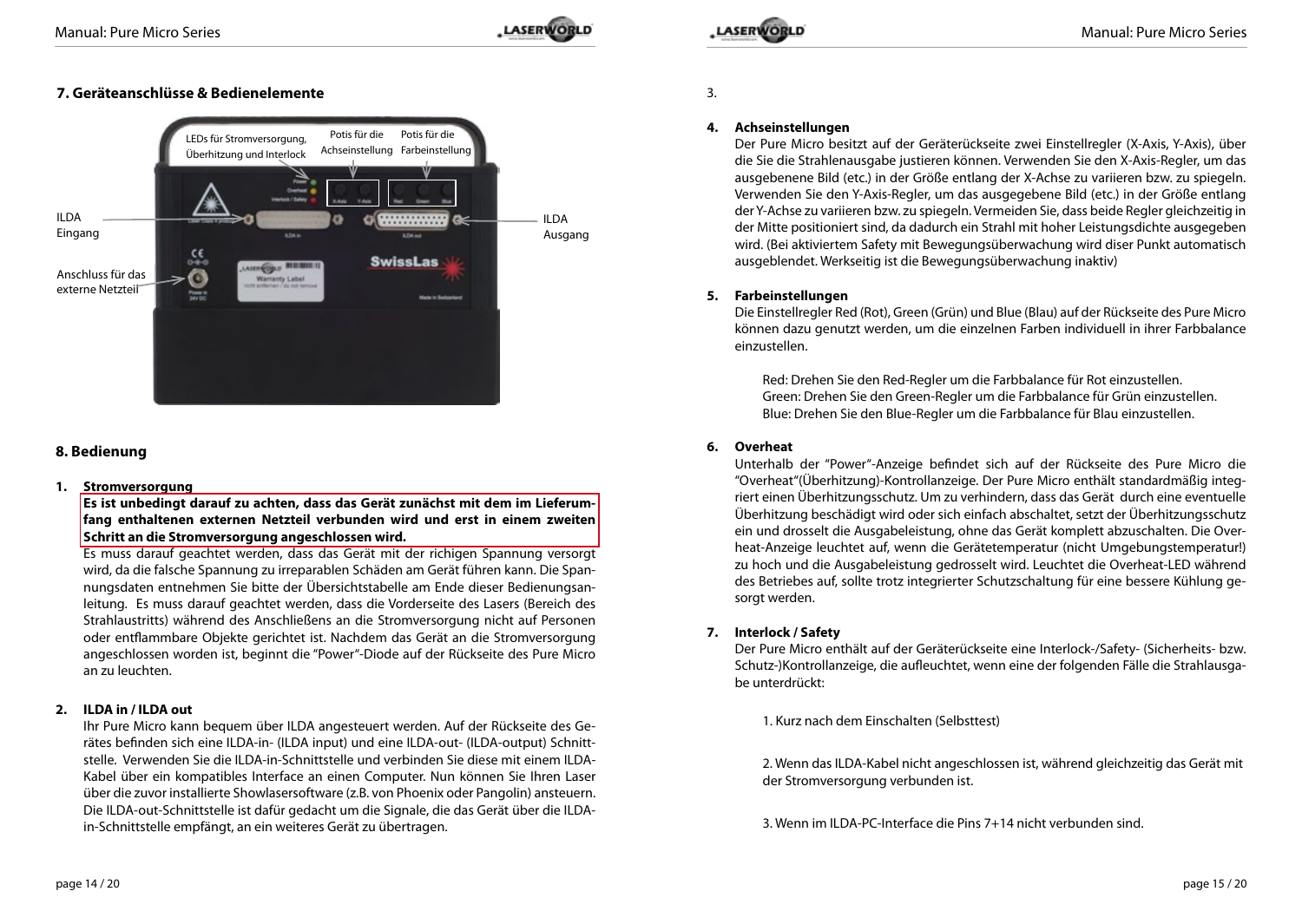## 7. Geräteanschlüsse & Bedienelemente

LEDs für Stromversorgung, Überhitzung und Interlock

Potis für die Achseinstellung

Potis für die Farbeinstellung

ILDA Eingang

ILDA Ausgang

Anschluss für das externe Netzteil

## 8. Bedienung

1. **Stromversorgung**

   **Es ist unbedingt darauf zu achten, dass das Gerät zunächst mit dem im Lieferumfang enthaltenen externen Netzteil verbunden wird und erst in einem zweiten Schritt an die Stromversorgung angeschlossen wird.**
   Es muss darauf geachtet werden, dass das Gerät mit der richtigen Spannung versorgt wird, da die falsche Spannung zu irreparablen Schäden am Gerät führen kann. Die Spannungsdaten entnehmen Sie bitte der Übersichtstabelle am Ende dieser Bedienungsanleitung. Es muss darauf geachtet werden, dass die Vorderseite des Lasers (Bereich des Strahlaustritts) während des Anschließens an die Stromversorgung nicht auf Personen oder entflammbare Objekte gerichtet ist. Nachdem das Gerät an die Stromversorgung angeschlossen worden ist, beginnt die "Power"-Diode auf der Rückseite des Pure Micro an zu leuchten.

2. **ILDA in / ILDA out**

   Ihr Pure Micro kann bequem über ILDA angesteuert werden. Auf der Rückseite des Gerätes befinden sich eine ILDA-in- (ILDA input) und eine ILDA-out- (ILDA-output) Schnittstelle. Verwenden Sie die ILDA-in-Schnittstelle und verbinden Sie diese mit einem ILDA-Kabel über ein kompatibles Interface an einen Computer. Nun können Sie Ihren Laser über die zuvor installierte Showlasersoftware (z.B. von Phoenix oder Pangolin) ansteuern. Die ILDA-out-Schnittstelle ist dafür gedacht um die Signale, die das Gerät über die ILDA-in-Schnittstelle empfängt, an ein weiteres Gerät zu übertragen.

3.

4. **Achseinstellungen**

   Der Pure Micro besitzt auf der Geräterückseite zwei Einstellregler (X-Axis, Y-Axis), über die Sie die Strahlenausgabe justieren können. Verwenden Sie den X-Axis-Regler, um das ausgegebene Bild (etc.) in der Größe entlang der X-Achse zu variieren bzw. zu spiegeln. Verwenden Sie den Y-Axis-Regler, um das ausgegebene Bild (etc.) in der Größe entlang der Y-Achse zu variieren bzw. zu spiegeln. Vermeiden Sie, dass beide Regler gleichzeitig in der Mitte positioniert sind, da dadurch ein Strahl mit hoher Leistungsdichte ausgegeben wird. (Bei aktiviertem Safety mit Bewegungsüberwachung wird diser Punkt automatisch ausgeblendet. Werkseitig ist die Bewegungsüberwachung inaktiv)

5. **Farbeinstellungen**

   Die Einstellregler Red (Rot), Green (Grün) und Blue (Blau) auf der Rückseite des Pure Micro können dazu genutzt werden, um die einzelnen Farben individuell in ihrer Farbbalance einzustellen.

   Red: Drehen Sie den Red-Regler um die Farbbalance für Rot einzustellen.
   Green: Drehen Sie den Green-Regler um die Farbbalance für Grün einzustellen.
   Blue: Drehen Sie den Blue-Regler um die Farbbalance für Blau einzustellen.

6. **Overheat**

   Unterhalb der "Power"-Anzeige befindet sich auf der Rückseite des Pure Micro die "Overheat"(Überhitzung)-Kontrollanzeige. Der Pure Micro enthält standardmäßig integriert einen Überhitzungsschutz. Um zu verhindern, dass das Gerät durch eine eventuelle Überhitzung beschädigt wird oder sich einfach abschaltet, setzt der Überhitzungsschutz ein und drosselt die Ausgabeleistung, ohne das Gerät komplett abzuschalten. Die Overheat-Anzeige leuchtet auf, wenn die Gerätetemperatur (nicht Umgebungstemperatur!) zu hoch und die Ausgabeleistung gedrosselt wird. Leuchtet die Overheat-LED während des Betriebes auf, sollte trotz integrierter Schutzschaltung für eine bessere Kühlung gesorgt werden.

7. **Interlock / Safety**

   Der Pure Micro enthält auf der Geräterückseite eine Interlock-/Safety- (Sicherheits- bzw. Schutz-)Kontrollanzeige, die aufleuchtet, wenn eine der folgenden Fälle die Strahlausgabe unterdrückt:

   1. Kurz nach dem Einschalten (Selbsttest)

   2. Wenn das ILDA-Kabel nicht angeschlossen ist, während gleichzeitig das Gerät mit der Stromversorgung verbunden ist.

   3. Wenn im ILDA-PC-Interface die Pins 7+14 nicht verbunden sind.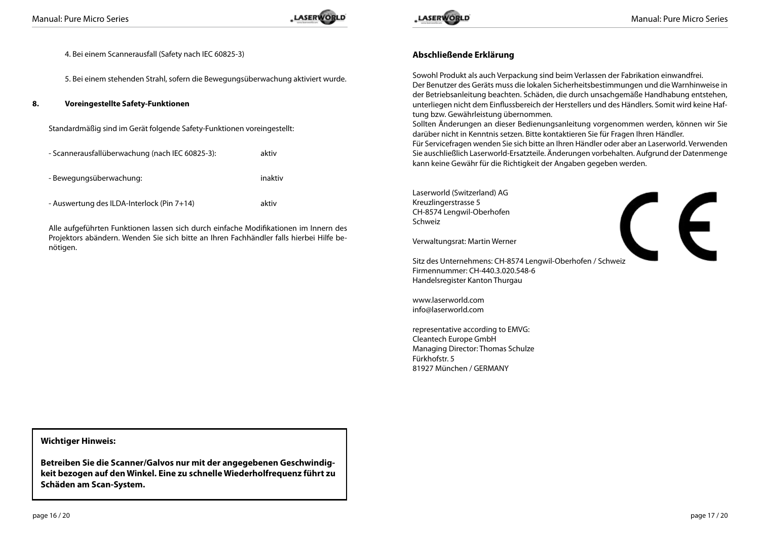4. Bei einem Scannerausfall (Safety nach IEC 60825-3)

5. Bei einem stehenden Strahl, sofern die Bewegungsüberwachung aktiviert wurde.

## 8. Voreingestellte Safety-Funktionen

Standardmäßig sind im Gerät folgende Safety-Funktionen voreingestellt:

| | |
|---|---|
| - Scannerausfallüberwachung (nach IEC 60825-3): | aktiv |
| - Bewegungsüberwachung: | inaktiv |
| - Auswertung des ILDA-Interlock (Pin 7+14) | aktiv |

Alle aufgeführten Funktionen lassen sich durch einfache Modifikationen im Innern des Projektors abändern. Wenden Sie sich bitte an Ihren Fachhändler falls hierbei Hilfe benötigen.

**Wichtiger Hinweis:**

**Betreiben Sie die Scanner/Galvos nur mit der angegebenen Geschwindigkeit bezogen auf den Winkel. Eine zu schnelle Wiederholfrequenz führt zu Schäden am Scan-System.**

## Abschließende Erklärung

Sowohl Produkt als auch Verpackung sind beim Verlassen der Fabrikation einwandfrei.
Der Benutzer des Geräts muss die lokalen Sicherheitsbestimmungen und die Warnhinweise in der Betriebsanleitung beachten. Schäden, die durch unsachgemäße Handhabung entstehen, unterliegen nicht dem Einflussbereich der Herstellers und des Händlers. Somit wird keine Haftung bzw. Gewährleistung übernommen.
Sollten Änderungen an dieser Bedienungsanleitung vorgenommen werden, können wir Sie darüber nicht in Kenntnis setzen. Bitte kontaktieren Sie für Fragen Ihren Händler.
Für Servicefragen wenden Sie sich bitte an Ihren Händler oder aber an Laserworld. Verwenden Sie ausschließlich Laserworld-Ersatzteile. Änderungen vorbehalten. Aufgrund der Datenmenge kann keine Gewähr für die Richtigkeit der Angaben gegeben werden.

Laserworld (Switzerland) AG
Kreuzlingerstrasse 5
CH-8574 Lengwil-Oberhofen
Schweiz

Verwaltungsrat: Martin Werner

Sitz des Unternehmens: CH-8574 Lengwil-Oberhofen / Schweiz
Firmennummer: CH-440.3.020.548-6
Handelsregister Kanton Thurgau

www.laserworld.com
info@laserworld.com

representative according to EMVG:
Cleantech Europe GmbH
Managing Director: Thomas Schulze
Fürkhofstr. 5
81927 München / GERMANY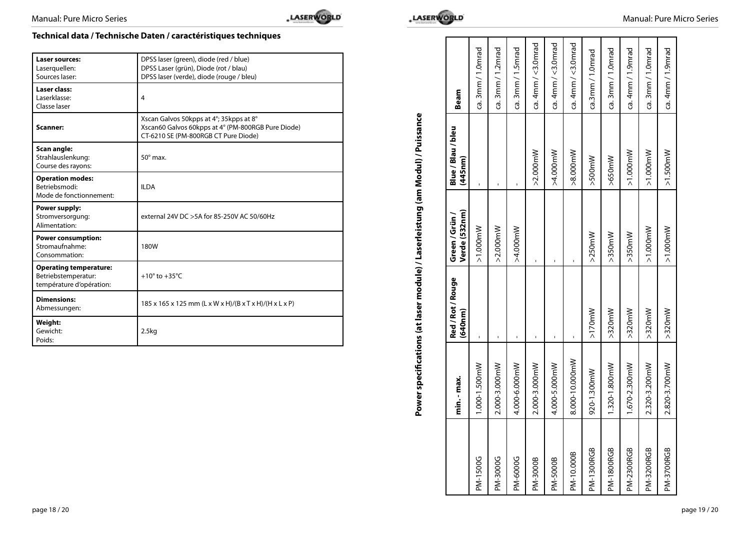## Technical data / Technische Daten / caractéristiques techniques

| | |
|---|---|
| **Laser sources:**<br>Laserquellen:<br>Sources laser: | DPSS laser (green), diode (red / blue)<br>DPSS Laser (grün), Diode (rot / blau)<br>DPSS laser (verde), diode (rouge / bleu) |
| **Laser class:**<br>Laserklasse:<br>Classe laser | 4 |
| **Scanner:** | Xscan Galvos 50kpps at 4°; 35kpps at 8°<br>Xscan60 Galvos 60kpps at 4° (PM-800RGB Pure Diode)<br>CT-6210 SE (PM-800RGB CT Pure Diode) |
| **Scan angle:**<br>Strahlauslenkung:<br>Course des rayons: | 50° max. |
| **Operation modes:**<br>Betriebsmodi:<br>Mode de fonctionnement: | ILDA |
| **Power supply:**<br>Stromversorgung:<br>Alimentation: | external 24V DC >5A for 85-250V AC 50/60Hz |
| **Power consumption:**<br>Stromaufnahme:<br>Consommation: | 180W |
| **Operating temperature:**<br>Betriebstemperatur:<br>température d'opération: | +10° to +35°C |
| **Dimensions:**<br>Abmessungen: | 185 x 165 x 125 mm (L x W x H)/(B x T x H)/(H x L x P) |
| **Weight:**<br>Gewicht:<br>Poids: | 2.5kg |

## Power specifications (at laser module) / Laserleistung (am Modul) / Puissance

| | min. - max. | Red / Rot / Rouge (640nm) | Green / Grün / Verde (532nm) | Blue / Blau / bleu (445nm) | Beam |
|---|---|---|---|---|---|
| PM-1500G | 1.000-1.500mW | - | >1.000mW | - | ca. 3mm / 1.0mrad |
| PM-3000G | 2.000-3.000mW | - | >2.000mW | - | ca. 3mm / 1.2mrad |
| PM-6000G | 4.000-6.000mW | - | >4.000mW | - | ca. 3mm / 1.5mrad |
| PM-3000B | 2.000-3.000mW | - | - | >2.000mW | ca. 4mm / <3.0mrad |
| PM-5000B | 4.000-5.000mW | - | - | >4.000mW | ca. 4mm / <3.0mrad |
| PM-10.000B | 8.000-10.000mW | - | - | >8.000mW | ca. 4mm / <3.0mrad |
| PM-1300RGB | 920-1.300mW | >170mW | >250mW | >500mW | ca.3mm / 1.0mrad |
| PM-1800RGB | 1.320-1.800mW | >320mW | >350mW | >650mW | ca. 3mm / 1.0mrad |
| PM-2300RGB | 1.670-2.300mW | >320mW | >350mW | >1.000mW | ca. 4mm / 1.9mrad |
| PM-3200RGB | 2.320-3.200mW | >320mW | >1.000mW | >1.000mW | ca. 3mm / 1.0mrad |
| PM-3700RGB | 2.820-3.700mW | >320mW | >1.000mW | >1.500mW | ca. 4mm / 1.9mrad |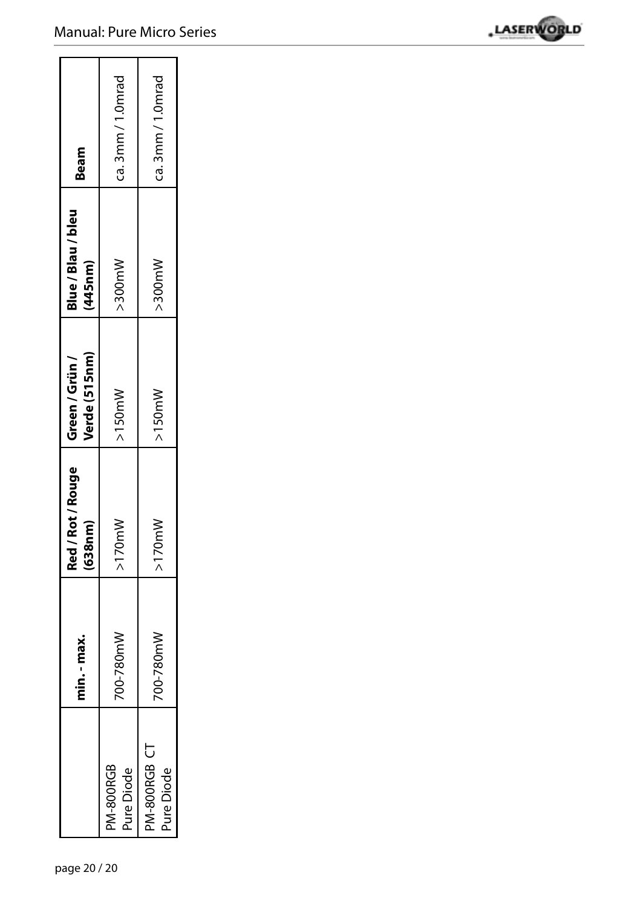| | min. - max. | Red / Rot / Rouge (638nm) | Green / Grün / Verde (515nm) | Blue / Blau / bleu (445nm) | Beam |
|---|---|---|---|---|---|
| PM-800RGB Pure Diode | 700-780mW | >170mW | >150mW | >300mW | ca. 3mm / 1.0mrad |
| PM-800RGB CT Pure Diode | 700-780mW | >170mW | >150mW | >300mW | ca. 3mm / 1.0mrad |